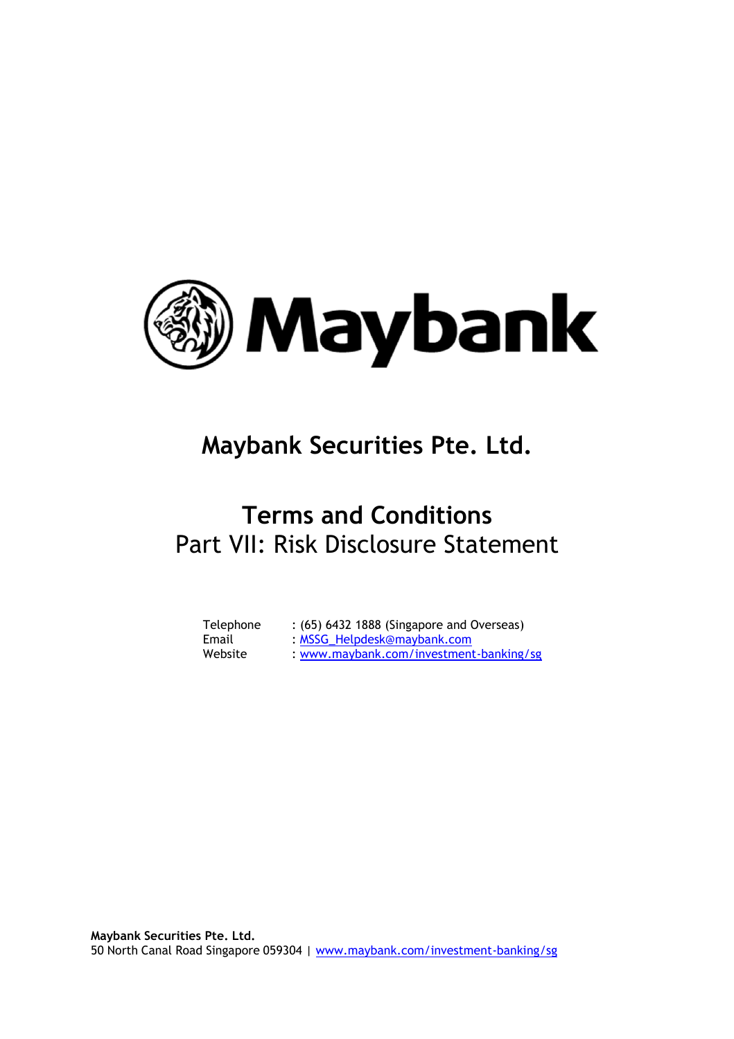Maybank

# Maybank Securities Pte. Ltd.

## Terms and Conditions

Part VII: Risk Disclosure Statement

| | |
|---|---|
| Telephone | : (65) 6432 1888 (Singapore and Overseas) |
| Email | : MSSG_Helpdesk@maybank.com |
| Website | : www.maybank.com/investment-banking/sg |

**Maybank Securities Pte. Ltd.**
50 North Canal Road Singapore 059304 | www.maybank.com/investment-banking/sg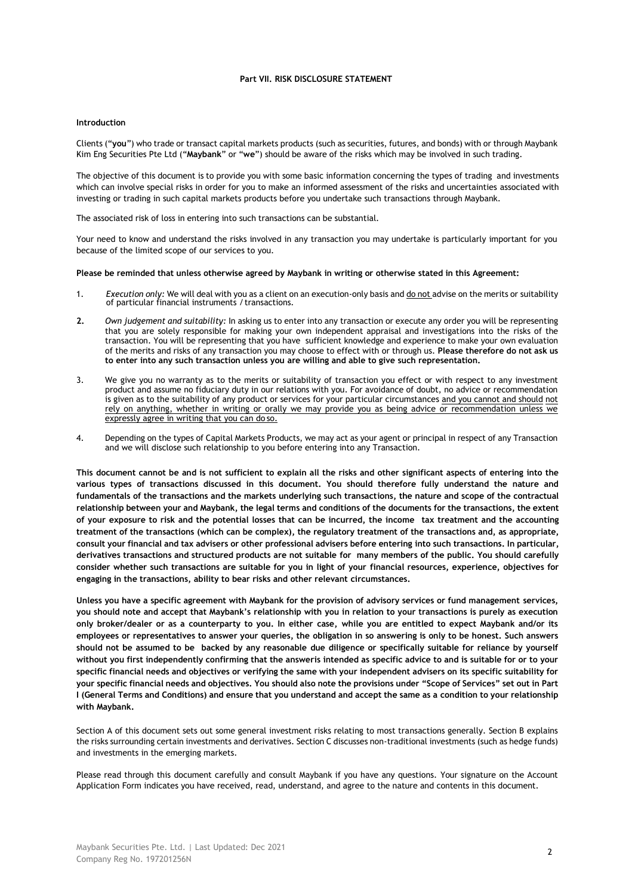## Part VII. RISK DISCLOSURE STATEMENT

### Introduction

Clients ("**you**") who trade or transact capital markets products (such as securities, futures, and bonds) with or through Maybank Kim Eng Securities Pte Ltd ("**Maybank**" or "**we**") should be aware of the risks which may be involved in such trading.

The objective of this document is to provide you with some basic information concerning the types of trading and investments which can involve special risks in order for you to make an informed assessment of the risks and uncertainties associated with investing or trading in such capital markets products before you undertake such transactions through Maybank.

The associated risk of loss in entering into such transactions can be substantial.

Your need to know and understand the risks involved in any transaction you may undertake is particularly important for you because of the limited scope of our services to you.

**Please be reminded that unless otherwise agreed by Maybank in writing or otherwise stated in this Agreement:**

1. *Execution only:* We will deal with you as a client on an execution-only basis and <u>do not</u> advise on the merits or suitability of particular financial instruments / transactions.
2. *Own judgement and suitability:* In asking us to enter into any transaction or execute any order you will be representing that you are solely responsible for making your own independent appraisal and investigations into the risks of the transaction. You will be representing that you have sufficient knowledge and experience to make your own evaluation of the merits and risks of any transaction you may choose to effect with or through us. **Please therefore do not ask us to enter into any such transaction unless you are willing and able to give such representation.**
3. We give you no warranty as to the merits or suitability of transaction you effect or with respect to any investment product and assume no fiduciary duty in our relations with you. For avoidance of doubt, no advice or recommendation is given as to the suitability of any product or services for your particular circumstances <u>and you cannot and should not rely on anything, whether in writing or orally we may provide you as being advice or recommendation unless we expressly agree in writing that you can do so.</u>
4. Depending on the types of Capital Markets Products, we may act as your agent or principal in respect of any Transaction and we will disclose such relationship to you before entering into any Transaction.

**This document cannot be and is not sufficient to explain all the risks and other significant aspects of entering into the various types of transactions discussed in this document. You should therefore fully understand the nature and fundamentals of the transactions and the markets underlying such transactions, the nature and scope of the contractual relationship between your and Maybank, the legal terms and conditions of the documents for the transactions, the extent of your exposure to risk and the potential losses that can be incurred, the income tax treatment and the accounting treatment of the transactions (which can be complex), the regulatory treatment of the transactions and, as appropriate, consult your financial and tax advisers or other professional advisers before entering into such transactions. In particular, derivatives transactions and structured products are not suitable for many members of the public. You should carefully consider whether such transactions are suitable for you in light of your financial resources, experience, objectives for engaging in the transactions, ability to bear risks and other relevant circumstances.**

**Unless you have a specific agreement with Maybank for the provision of advisory services or fund management services, you should note and accept that Maybank's relationship with you in relation to your transactions is purely as execution only broker/dealer or as a counterparty to you. In either case, while you are entitled to expect Maybank and/or its employees or representatives to answer your queries, the obligation in so answering is only to be honest. Such answers should not be assumed to be backed by any reasonable due diligence or specifically suitable for reliance by yourself without you first independently confirming that the answeris intended as specific advice to and is suitable for or to your specific financial needs and objectives or verifying the same with your independent advisers on its specific suitability for your specific financial needs and objectives. You should also note the provisions under "Scope of Services" set out in Part I (General Terms and Conditions) and ensure that you understand and accept the same as a condition to your relationship with Maybank.**

Section A of this document sets out some general investment risks relating to most transactions generally. Section B explains the risks surrounding certain investments and derivatives. Section C discusses non-traditional investments (such as hedge funds) and investments in the emerging markets.

Please read through this document carefully and consult Maybank if you have any questions. Your signature on the Account Application Form indicates you have received, read, understand, and agree to the nature and contents in this document.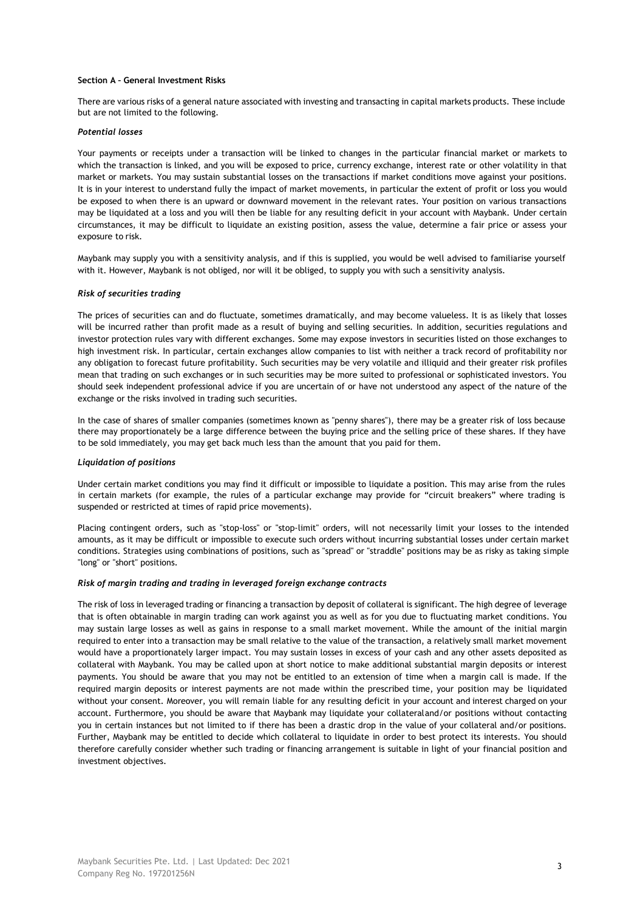**Section A – General Investment Risks**

There are various risks of a general nature associated with investing and transacting in capital markets products. These include but are not limited to the following.

***Potential losses***

Your payments or receipts under a transaction will be linked to changes in the particular financial market or markets to which the transaction is linked, and you will be exposed to price, currency exchange, interest rate or other volatility in that market or markets. You may sustain substantial losses on the transactions if market conditions move against your positions. It is in your interest to understand fully the impact of market movements, in particular the extent of profit or loss you would be exposed to when there is an upward or downward movement in the relevant rates. Your position on various transactions may be liquidated at a loss and you will then be liable for any resulting deficit in your account with Maybank. Under certain circumstances, it may be difficult to liquidate an existing position, assess the value, determine a fair price or assess your exposure to risk.

Maybank may supply you with a sensitivity analysis, and if this is supplied, you would be well advised to familiarise yourself with it. However, Maybank is not obliged, nor will it be obliged, to supply you with such a sensitivity analysis.

***Risk of securities trading***

The prices of securities can and do fluctuate, sometimes dramatically, and may become valueless. It is as likely that losses will be incurred rather than profit made as a result of buying and selling securities. In addition, securities regulations and investor protection rules vary with different exchanges. Some may expose investors in securities listed on those exchanges to high investment risk. In particular, certain exchanges allow companies to list with neither a track record of profitability nor any obligation to forecast future profitability. Such securities may be very volatile and illiquid and their greater risk profiles mean that trading on such exchanges or in such securities may be more suited to professional or sophisticated investors. You should seek independent professional advice if you are uncertain of or have not understood any aspect of the nature of the exchange or the risks involved in trading such securities.

In the case of shares of smaller companies (sometimes known as "penny shares"), there may be a greater risk of loss because there may proportionately be a large difference between the buying price and the selling price of these shares. If they have to be sold immediately, you may get back much less than the amount that you paid for them.

***Liquidation of positions***

Under certain market conditions you may find it difficult or impossible to liquidate a position. This may arise from the rules in certain markets (for example, the rules of a particular exchange may provide for "circuit breakers" where trading is suspended or restricted at times of rapid price movements).

Placing contingent orders, such as "stop-loss" or "stop-limit" orders, will not necessarily limit your losses to the intended amounts, as it may be difficult or impossible to execute such orders without incurring substantial losses under certain market conditions. Strategies using combinations of positions, such as "spread" or "straddle" positions may be as risky as taking simple "long" or "short" positions.

***Risk of margin trading and trading in leveraged foreign exchange contracts***

The risk of loss in leveraged trading or financing a transaction by deposit of collateral is significant. The high degree of leverage that is often obtainable in margin trading can work against you as well as for you due to fluctuating market conditions. You may sustain large losses as well as gains in response to a small market movement. While the amount of the initial margin required to enter into a transaction may be small relative to the value of the transaction, a relatively small market movement would have a proportionately larger impact. You may sustain losses in excess of your cash and any other assets deposited as collateral with Maybank. You may be called upon at short notice to make additional substantial margin deposits or interest payments. You should be aware that you may not be entitled to an extension of time when a margin call is made. If the required margin deposits or interest payments are not made within the prescribed time, your position may be liquidated without your consent. Moreover, you will remain liable for any resulting deficit in your account and interest charged on your account. Furthermore, you should be aware that Maybank may liquidate your collateraland/or positions without contacting you in certain instances but not limited to if there has been a drastic drop in the value of your collateral and/or positions. Further, Maybank may be entitled to decide which collateral to liquidate in order to best protect its interests. You should therefore carefully consider whether such trading or financing arrangement is suitable in light of your financial position and investment objectives.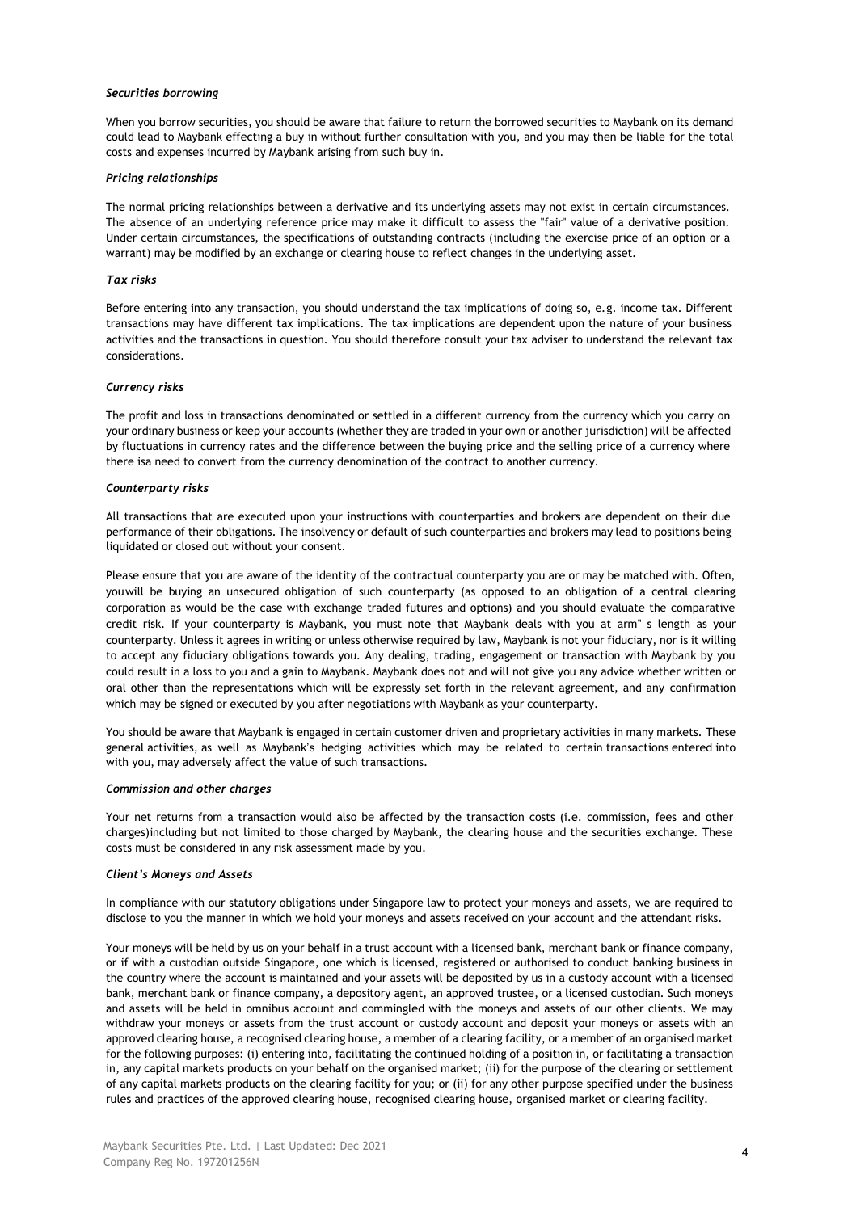***Securities borrowing***

When you borrow securities, you should be aware that failure to return the borrowed securities to Maybank on its demand could lead to Maybank effecting a buy in without further consultation with you, and you may then be liable for the total costs and expenses incurred by Maybank arising from such buy in.

***Pricing relationships***

The normal pricing relationships between a derivative and its underlying assets may not exist in certain circumstances. The absence of an underlying reference price may make it difficult to assess the "fair" value of a derivative position. Under certain circumstances, the specifications of outstanding contracts (including the exercise price of an option or a warrant) may be modified by an exchange or clearing house to reflect changes in the underlying asset.

***Tax risks***

Before entering into any transaction, you should understand the tax implications of doing so, e.g. income tax. Different transactions may have different tax implications. The tax implications are dependent upon the nature of your business activities and the transactions in question. You should therefore consult your tax adviser to understand the relevant tax considerations.

***Currency risks***

The profit and loss in transactions denominated or settled in a different currency from the currency which you carry on your ordinary business or keep your accounts (whether they are traded in your own or another jurisdiction) will be affected by fluctuations in currency rates and the difference between the buying price and the selling price of a currency where there isa need to convert from the currency denomination of the contract to another currency.

***Counterparty risks***

All transactions that are executed upon your instructions with counterparties and brokers are dependent on their due performance of their obligations. The insolvency or default of such counterparties and brokers may lead to positions being liquidated or closed out without your consent.

Please ensure that you are aware of the identity of the contractual counterparty you are or may be matched with. Often, youwill be buying an unsecured obligation of such counterparty (as opposed to an obligation of a central clearing corporation as would be the case with exchange traded futures and options) and you should evaluate the comparative credit risk. If your counterparty is Maybank, you must note that Maybank deals with you at arm" s length as your counterparty. Unless it agrees in writing or unless otherwise required by law, Maybank is not your fiduciary, nor is it willing to accept any fiduciary obligations towards you. Any dealing, trading, engagement or transaction with Maybank by you could result in a loss to you and a gain to Maybank. Maybank does not and will not give you any advice whether written or oral other than the representations which will be expressly set forth in the relevant agreement, and any confirmation which may be signed or executed by you after negotiations with Maybank as your counterparty.

You should be aware that Maybank is engaged in certain customer driven and proprietary activities in many markets. These general activities, as well as Maybank's hedging activities which may be related to certain transactions entered into with you, may adversely affect the value of such transactions.

***Commission and other charges***

Your net returns from a transaction would also be affected by the transaction costs (i.e. commission, fees and other charges)including but not limited to those charged by Maybank, the clearing house and the securities exchange. These costs must be considered in any risk assessment made by you.

***Client's Moneys and Assets***

In compliance with our statutory obligations under Singapore law to protect your moneys and assets, we are required to disclose to you the manner in which we hold your moneys and assets received on your account and the attendant risks.

Your moneys will be held by us on your behalf in a trust account with a licensed bank, merchant bank or finance company, or if with a custodian outside Singapore, one which is licensed, registered or authorised to conduct banking business in the country where the account is maintained and your assets will be deposited by us in a custody account with a licensed bank, merchant bank or finance company, a depository agent, an approved trustee, or a licensed custodian. Such moneys and assets will be held in omnibus account and commingled with the moneys and assets of our other clients. We may withdraw your moneys or assets from the trust account or custody account and deposit your moneys or assets with an approved clearing house, a recognised clearing house, a member of a clearing facility, or a member of an organised market for the following purposes: (i) entering into, facilitating the continued holding of a position in, or facilitating a transaction in, any capital markets products on your behalf on the organised market; (ii) for the purpose of the clearing or settlement of any capital markets products on the clearing facility for you; or (ii) for any other purpose specified under the business rules and practices of the approved clearing house, recognised clearing house, organised market or clearing facility.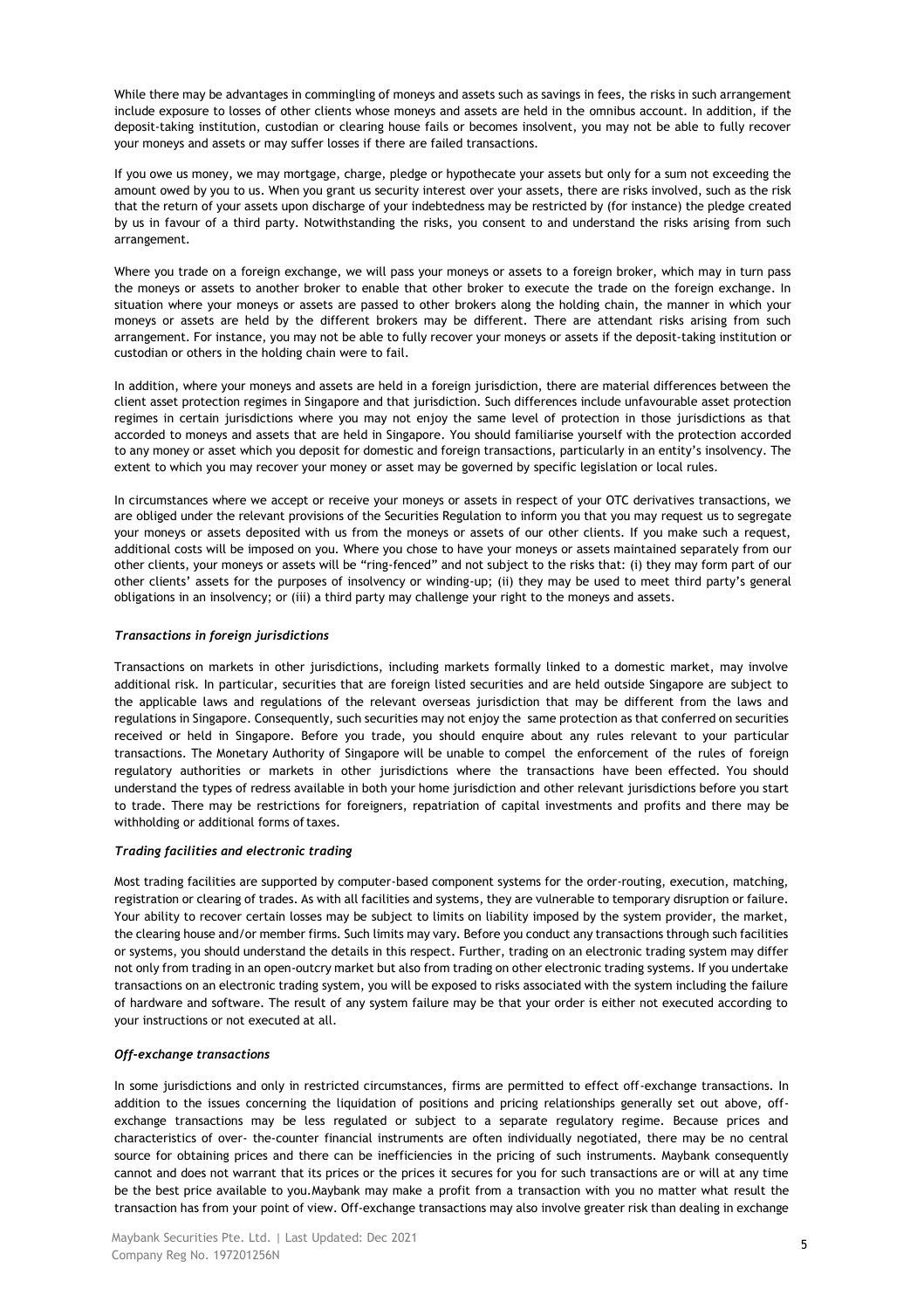While there may be advantages in commingling of moneys and assets such as savings in fees, the risks in such arrangement include exposure to losses of other clients whose moneys and assets are held in the omnibus account. In addition, if the deposit-taking institution, custodian or clearing house fails or becomes insolvent, you may not be able to fully recover your moneys and assets or may suffer losses if there are failed transactions.

If you owe us money, we may mortgage, charge, pledge or hypothecate your assets but only for a sum not exceeding the amount owed by you to us. When you grant us security interest over your assets, there are risks involved, such as the risk that the return of your assets upon discharge of your indebtedness may be restricted by (for instance) the pledge created by us in favour of a third party. Notwithstanding the risks, you consent to and understand the risks arising from such arrangement.

Where you trade on a foreign exchange, we will pass your moneys or assets to a foreign broker, which may in turn pass the moneys or assets to another broker to enable that other broker to execute the trade on the foreign exchange. In situation where your moneys or assets are passed to other brokers along the holding chain, the manner in which your moneys or assets are held by the different brokers may be different. There are attendant risks arising from such arrangement. For instance, you may not be able to fully recover your moneys or assets if the deposit-taking institution or custodian or others in the holding chain were to fail.

In addition, where your moneys and assets are held in a foreign jurisdiction, there are material differences between the client asset protection regimes in Singapore and that jurisdiction. Such differences include unfavourable asset protection regimes in certain jurisdictions where you may not enjoy the same level of protection in those jurisdictions as that accorded to moneys and assets that are held in Singapore. You should familiarise yourself with the protection accorded to any money or asset which you deposit for domestic and foreign transactions, particularly in an entity's insolvency. The extent to which you may recover your money or asset may be governed by specific legislation or local rules.

In circumstances where we accept or receive your moneys or assets in respect of your OTC derivatives transactions, we are obliged under the relevant provisions of the Securities Regulation to inform you that you may request us to segregate your moneys or assets deposited with us from the moneys or assets of our other clients. If you make such a request, additional costs will be imposed on you. Where you chose to have your moneys or assets maintained separately from our other clients, your moneys or assets will be "ring-fenced" and not subject to the risks that: (i) they may form part of our other clients' assets for the purposes of insolvency or winding-up; (ii) they may be used to meet third party's general obligations in an insolvency; or (iii) a third party may challenge your right to the moneys and assets.

***Transactions in foreign jurisdictions***

Transactions on markets in other jurisdictions, including markets formally linked to a domestic market, may involve additional risk. In particular, securities that are foreign listed securities and are held outside Singapore are subject to the applicable laws and regulations of the relevant overseas jurisdiction that may be different from the laws and regulations in Singapore. Consequently, such securities may not enjoy the same protection as that conferred on securities received or held in Singapore. Before you trade, you should enquire about any rules relevant to your particular transactions. The Monetary Authority of Singapore will be unable to compel the enforcement of the rules of foreign regulatory authorities or markets in other jurisdictions where the transactions have been effected. You should understand the types of redress available in both your home jurisdiction and other relevant jurisdictions before you start to trade. There may be restrictions for foreigners, repatriation of capital investments and profits and there may be withholding or additional forms of taxes.

***Trading facilities and electronic trading***

Most trading facilities are supported by computer-based component systems for the order-routing, execution, matching, registration or clearing of trades. As with all facilities and systems, they are vulnerable to temporary disruption or failure. Your ability to recover certain losses may be subject to limits on liability imposed by the system provider, the market, the clearing house and/or member firms. Such limits may vary. Before you conduct any transactions through such facilities or systems, you should understand the details in this respect. Further, trading on an electronic trading system may differ not only from trading in an open-outcry market but also from trading on other electronic trading systems. If you undertake transactions on an electronic trading system, you will be exposed to risks associated with the system including the failure of hardware and software. The result of any system failure may be that your order is either not executed according to your instructions or not executed at all.

***Off-exchange transactions***

In some jurisdictions and only in restricted circumstances, firms are permitted to effect off-exchange transactions. In addition to the issues concerning the liquidation of positions and pricing relationships generally set out above, off-exchange transactions may be less regulated or subject to a separate regulatory regime. Because prices and characteristics of over- the-counter financial instruments are often individually negotiated, there may be no central source for obtaining prices and there can be inefficiencies in the pricing of such instruments. Maybank consequently cannot and does not warrant that its prices or the prices it secures for you for such transactions are or will at any time be the best price available to you.Maybank may make a profit from a transaction with you no matter what result the transaction has from your point of view. Off-exchange transactions may also involve greater risk than dealing in exchange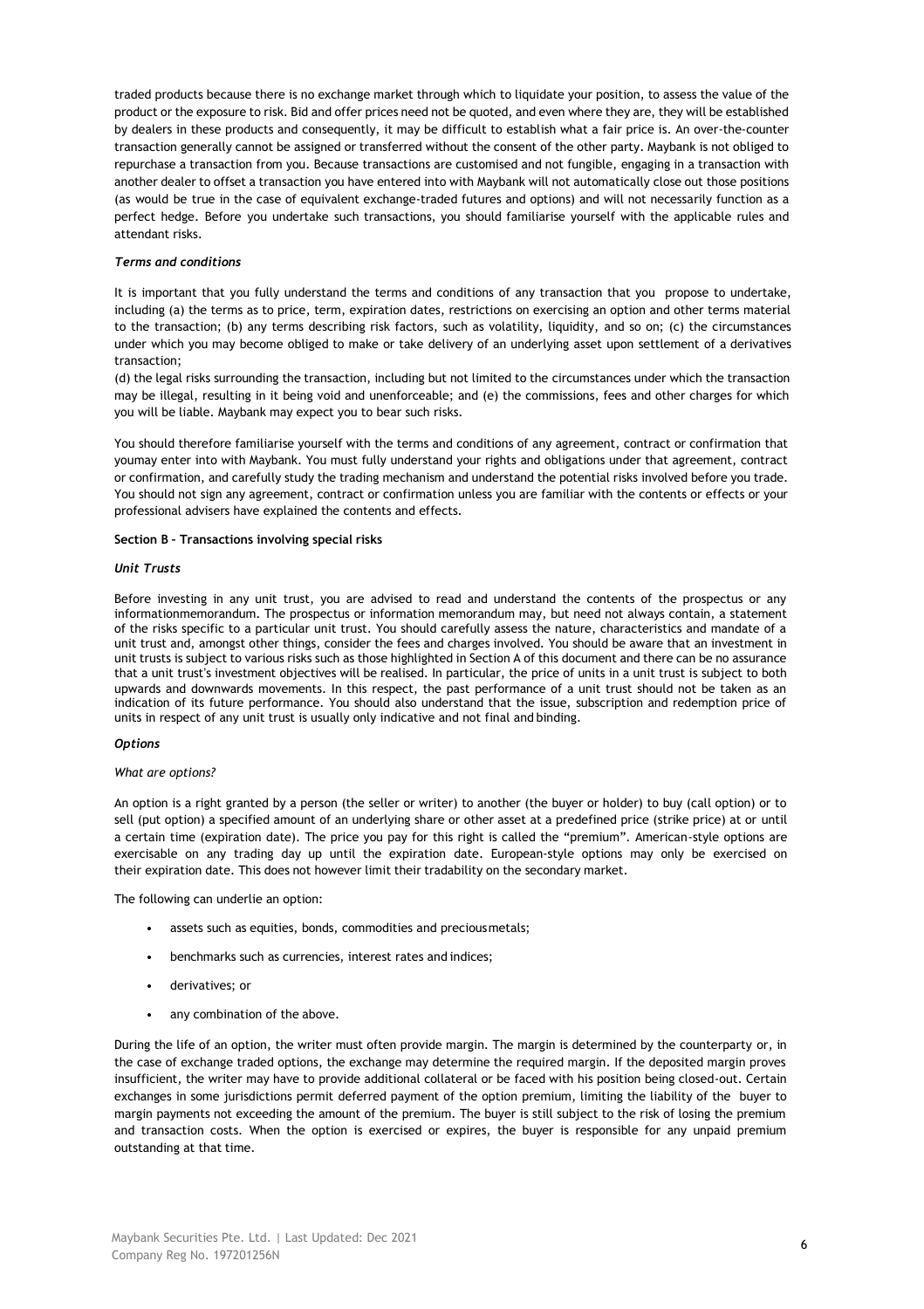traded products because there is no exchange market through which to liquidate your position, to assess the value of the product or the exposure to risk. Bid and offer prices need not be quoted, and even where they are, they will be established by dealers in these products and consequently, it may be difficult to establish what a fair price is. An over-the-counter transaction generally cannot be assigned or transferred without the consent of the other party. Maybank is not obliged to repurchase a transaction from you. Because transactions are customised and not fungible, engaging in a transaction with another dealer to offset a transaction you have entered into with Maybank will not automatically close out those positions (as would be true in the case of equivalent exchange-traded futures and options) and will not necessarily function as a perfect hedge. Before you undertake such transactions, you should familiarise yourself with the applicable rules and attendant risks.

*Terms and conditions*

It is important that you fully understand the terms and conditions of any transaction that you propose to undertake, including (a) the terms as to price, term, expiration dates, restrictions on exercising an option and other terms material to the transaction; (b) any terms describing risk factors, such as volatility, liquidity, and so on; (c) the circumstances under which you may become obliged to make or take delivery of an underlying asset upon settlement of a derivatives transaction;
(d) the legal risks surrounding the transaction, including but not limited to the circumstances under which the transaction may be illegal, resulting in it being void and unenforceable; and (e) the commissions, fees and other charges for which you will be liable. Maybank may expect you to bear such risks.

You should therefore familiarise yourself with the terms and conditions of any agreement, contract or confirmation that youmay enter into with Maybank. You must fully understand your rights and obligations under that agreement, contract or confirmation, and carefully study the trading mechanism and understand the potential risks involved before you trade. You should not sign any agreement, contract or confirmation unless you are familiar with the contents or effects or your professional advisers have explained the contents and effects.

**Section B – Transactions involving special risks**

*Unit Trusts*

Before investing in any unit trust, you are advised to read and understand the contents of the prospectus or any informationmemorandum. The prospectus or information memorandum may, but need not always contain, a statement of the risks specific to a particular unit trust. You should carefully assess the nature, characteristics and mandate of a unit trust and, amongst other things, consider the fees and charges involved. You should be aware that an investment in unit trusts is subject to various risks such as those highlighted in Section A of this document and there can be no assurance that a unit trust's investment objectives will be realised. In particular, the price of units in a unit trust is subject to both upwards and downwards movements. In this respect, the past performance of a unit trust should not be taken as an indication of its future performance. You should also understand that the issue, subscription and redemption price of units in respect of any unit trust is usually only indicative and not final and binding.

***Options***

*What are options?*

An option is a right granted by a person (the seller or writer) to another (the buyer or holder) to buy (call option) or to sell (put option) a specified amount of an underlying share or other asset at a predefined price (strike price) at or until a certain time (expiration date). The price you pay for this right is called the "premium". American-style options are exercisable on any trading day up until the expiration date. European-style options may only be exercised on their expiration date. This does not however limit their tradability on the secondary market.

The following can underlie an option:

- assets such as equities, bonds, commodities and preciousmetals;
- benchmarks such as currencies, interest rates and indices;
- derivatives; or
- any combination of the above.

During the life of an option, the writer must often provide margin. The margin is determined by the counterparty or, in the case of exchange traded options, the exchange may determine the required margin. If the deposited margin proves insufficient, the writer may have to provide additional collateral or be faced with his position being closed-out. Certain exchanges in some jurisdictions permit deferred payment of the option premium, limiting the liability of the buyer to margin payments not exceeding the amount of the premium. The buyer is still subject to the risk of losing the premium and transaction costs. When the option is exercised or expires, the buyer is responsible for any unpaid premium outstanding at that time.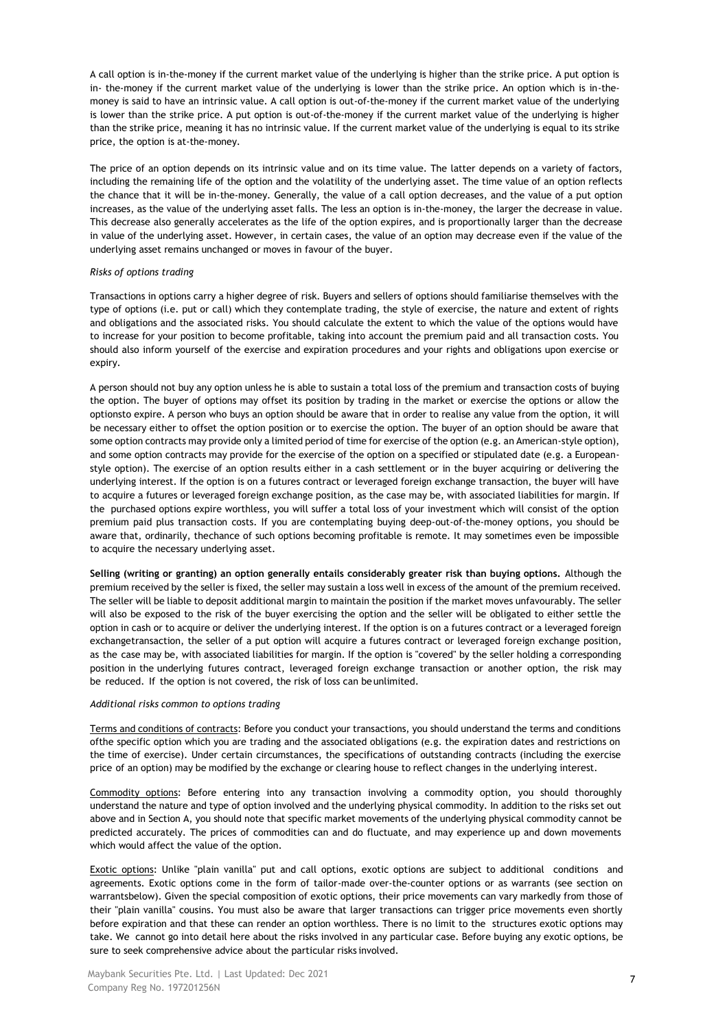A call option is in-the-money if the current market value of the underlying is higher than the strike price. A put option is in- the-money if the current market value of the underlying is lower than the strike price. An option which is in-the-money is said to have an intrinsic value. A call option is out-of-the-money if the current market value of the underlying is lower than the strike price. A put option is out-of-the-money if the current market value of the underlying is higher than the strike price, meaning it has no intrinsic value. If the current market value of the underlying is equal to its strike price, the option is at-the-money.

The price of an option depends on its intrinsic value and on its time value. The latter depends on a variety of factors, including the remaining life of the option and the volatility of the underlying asset. The time value of an option reflects the chance that it will be in-the-money. Generally, the value of a call option decreases, and the value of a put option increases, as the value of the underlying asset falls. The less an option is in-the-money, the larger the decrease in value. This decrease also generally accelerates as the life of the option expires, and is proportionally larger than the decrease in value of the underlying asset. However, in certain cases, the value of an option may decrease even if the value of the underlying asset remains unchanged or moves in favour of the buyer.

*Risks of options trading*

Transactions in options carry a higher degree of risk. Buyers and sellers of options should familiarise themselves with the type of options (i.e. put or call) which they contemplate trading, the style of exercise, the nature and extent of rights and obligations and the associated risks. You should calculate the extent to which the value of the options would have to increase for your position to become profitable, taking into account the premium paid and all transaction costs. You should also inform yourself of the exercise and expiration procedures and your rights and obligations upon exercise or expiry.

A person should not buy any option unless he is able to sustain a total loss of the premium and transaction costs of buying the option. The buyer of options may offset its position by trading in the market or exercise the options or allow the optionsto expire. A person who buys an option should be aware that in order to realise any value from the option, it will be necessary either to offset the option position or to exercise the option. The buyer of an option should be aware that some option contracts may provide only a limited period of time for exercise of the option (e.g. an American-style option), and some option contracts may provide for the exercise of the option on a specified or stipulated date (e.g. a European-style option). The exercise of an option results either in a cash settlement or in the buyer acquiring or delivering the underlying interest. If the option is on a futures contract or leveraged foreign exchange transaction, the buyer will have to acquire a futures or leveraged foreign exchange position, as the case may be, with associated liabilities for margin. If the purchased options expire worthless, you will suffer a total loss of your investment which will consist of the option premium paid plus transaction costs. If you are contemplating buying deep-out-of-the-money options, you should be aware that, ordinarily, thechance of such options becoming profitable is remote. It may sometimes even be impossible to acquire the necessary underlying asset.

**Selling (writing or granting) an option generally entails considerably greater risk than buying options.** Although the premium received by the seller is fixed, the seller may sustain a loss well in excess of the amount of the premium received. The seller will be liable to deposit additional margin to maintain the position if the market moves unfavourably. The seller will also be exposed to the risk of the buyer exercising the option and the seller will be obligated to either settle the option in cash or to acquire or deliver the underlying interest. If the option is on a futures contract or a leveraged foreign exchangetransaction, the seller of a put option will acquire a futures contract or leveraged foreign exchange position, as the case may be, with associated liabilities for margin. If the option is "covered" by the seller holding a corresponding position in the underlying futures contract, leveraged foreign exchange transaction or another option, the risk may be reduced. If the option is not covered, the risk of loss can beunlimited.

*Additional risks common to options trading*

Terms and conditions of contracts: Before you conduct your transactions, you should understand the terms and conditions ofthe specific option which you are trading and the associated obligations (e.g. the expiration dates and restrictions on the time of exercise). Under certain circumstances, the specifications of outstanding contracts (including the exercise price of an option) may be modified by the exchange or clearing house to reflect changes in the underlying interest.

Commodity options: Before entering into any transaction involving a commodity option, you should thoroughly understand the nature and type of option involved and the underlying physical commodity. In addition to the risks set out above and in Section A, you should note that specific market movements of the underlying physical commodity cannot be predicted accurately. The prices of commodities can and do fluctuate, and may experience up and down movements which would affect the value of the option.

Exotic options: Unlike "plain vanilla" put and call options, exotic options are subject to additional conditions and agreements. Exotic options come in the form of tailor-made over-the-counter options or as warrants (see section on warrantsbelow). Given the special composition of exotic options, their price movements can vary markedly from those of their "plain vanilla" cousins. You must also be aware that larger transactions can trigger price movements even shortly before expiration and that these can render an option worthless. There is no limit to the structures exotic options may take. We cannot go into detail here about the risks involved in any particular case. Before buying any exotic options, be sure to seek comprehensive advice about the particular risks involved.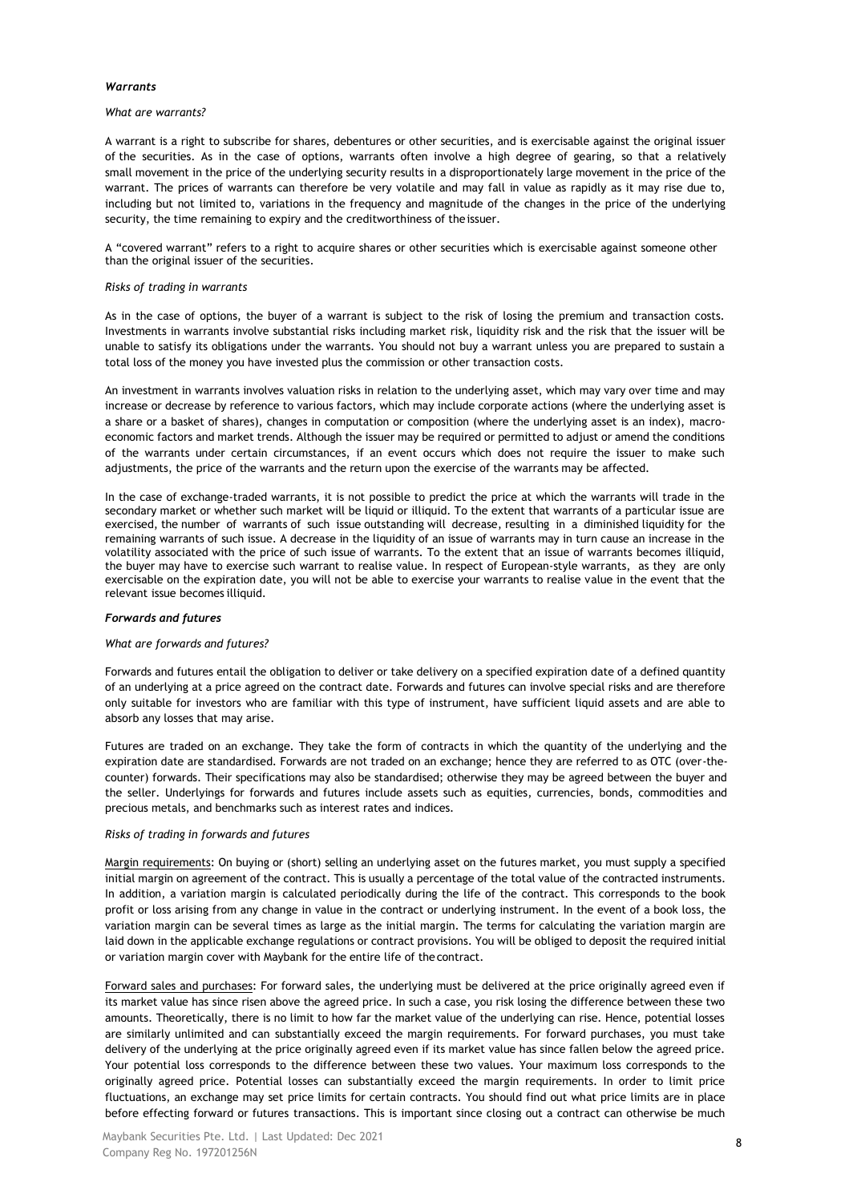***Warrants***

*What are warrants?*

A warrant is a right to subscribe for shares, debentures or other securities, and is exercisable against the original issuer of the securities. As in the case of options, warrants often involve a high degree of gearing, so that a relatively small movement in the price of the underlying security results in a disproportionately large movement in the price of the warrant. The prices of warrants can therefore be very volatile and may fall in value as rapidly as it may rise due to, including but not limited to, variations in the frequency and magnitude of the changes in the price of the underlying security, the time remaining to expiry and the creditworthiness of the issuer.

A "covered warrant" refers to a right to acquire shares or other securities which is exercisable against someone other than the original issuer of the securities.

*Risks of trading in warrants*

As in the case of options, the buyer of a warrant is subject to the risk of losing the premium and transaction costs. Investments in warrants involve substantial risks including market risk, liquidity risk and the risk that the issuer will be unable to satisfy its obligations under the warrants. You should not buy a warrant unless you are prepared to sustain a total loss of the money you have invested plus the commission or other transaction costs.

An investment in warrants involves valuation risks in relation to the underlying asset, which may vary over time and may increase or decrease by reference to various factors, which may include corporate actions (where the underlying asset is a share or a basket of shares), changes in computation or composition (where the underlying asset is an index), macro-economic factors and market trends. Although the issuer may be required or permitted to adjust or amend the conditions of the warrants under certain circumstances, if an event occurs which does not require the issuer to make such adjustments, the price of the warrants and the return upon the exercise of the warrants may be affected.

In the case of exchange-traded warrants, it is not possible to predict the price at which the warrants will trade in the secondary market or whether such market will be liquid or illiquid. To the extent that warrants of a particular issue are exercised, the number of warrants of such issue outstanding will decrease, resulting in a diminished liquidity for the remaining warrants of such issue. A decrease in the liquidity of an issue of warrants may in turn cause an increase in the volatility associated with the price of such issue of warrants. To the extent that an issue of warrants becomes illiquid, the buyer may have to exercise such warrant to realise value. In respect of European-style warrants, as they are only exercisable on the expiration date, you will not be able to exercise your warrants to realise value in the event that the relevant issue becomes illiquid.

***Forwards and futures***

*What are forwards and futures?*

Forwards and futures entail the obligation to deliver or take delivery on a specified expiration date of a defined quantity of an underlying at a price agreed on the contract date. Forwards and futures can involve special risks and are therefore only suitable for investors who are familiar with this type of instrument, have sufficient liquid assets and are able to absorb any losses that may arise.

Futures are traded on an exchange. They take the form of contracts in which the quantity of the underlying and the expiration date are standardised. Forwards are not traded on an exchange; hence they are referred to as OTC (over-the-counter) forwards. Their specifications may also be standardised; otherwise they may be agreed between the buyer and the seller. Underlyings for forwards and futures include assets such as equities, currencies, bonds, commodities and precious metals, and benchmarks such as interest rates and indices.

*Risks of trading in forwards and futures*

Margin requirements: On buying or (short) selling an underlying asset on the futures market, you must supply a specified initial margin on agreement of the contract. This is usually a percentage of the total value of the contracted instruments. In addition, a variation margin is calculated periodically during the life of the contract. This corresponds to the book profit or loss arising from any change in value in the contract or underlying instrument. In the event of a book loss, the variation margin can be several times as large as the initial margin. The terms for calculating the variation margin are laid down in the applicable exchange regulations or contract provisions. You will be obliged to deposit the required initial or variation margin cover with Maybank for the entire life of the contract.

Forward sales and purchases: For forward sales, the underlying must be delivered at the price originally agreed even if its market value has since risen above the agreed price. In such a case, you risk losing the difference between these two amounts. Theoretically, there is no limit to how far the market value of the underlying can rise. Hence, potential losses are similarly unlimited and can substantially exceed the margin requirements. For forward purchases, you must take delivery of the underlying at the price originally agreed even if its market value has since fallen below the agreed price. Your potential loss corresponds to the difference between these two values. Your maximum loss corresponds to the originally agreed price. Potential losses can substantially exceed the margin requirements. In order to limit price fluctuations, an exchange may set price limits for certain contracts. You should find out what price limits are in place before effecting forward or futures transactions. This is important since closing out a contract can otherwise be much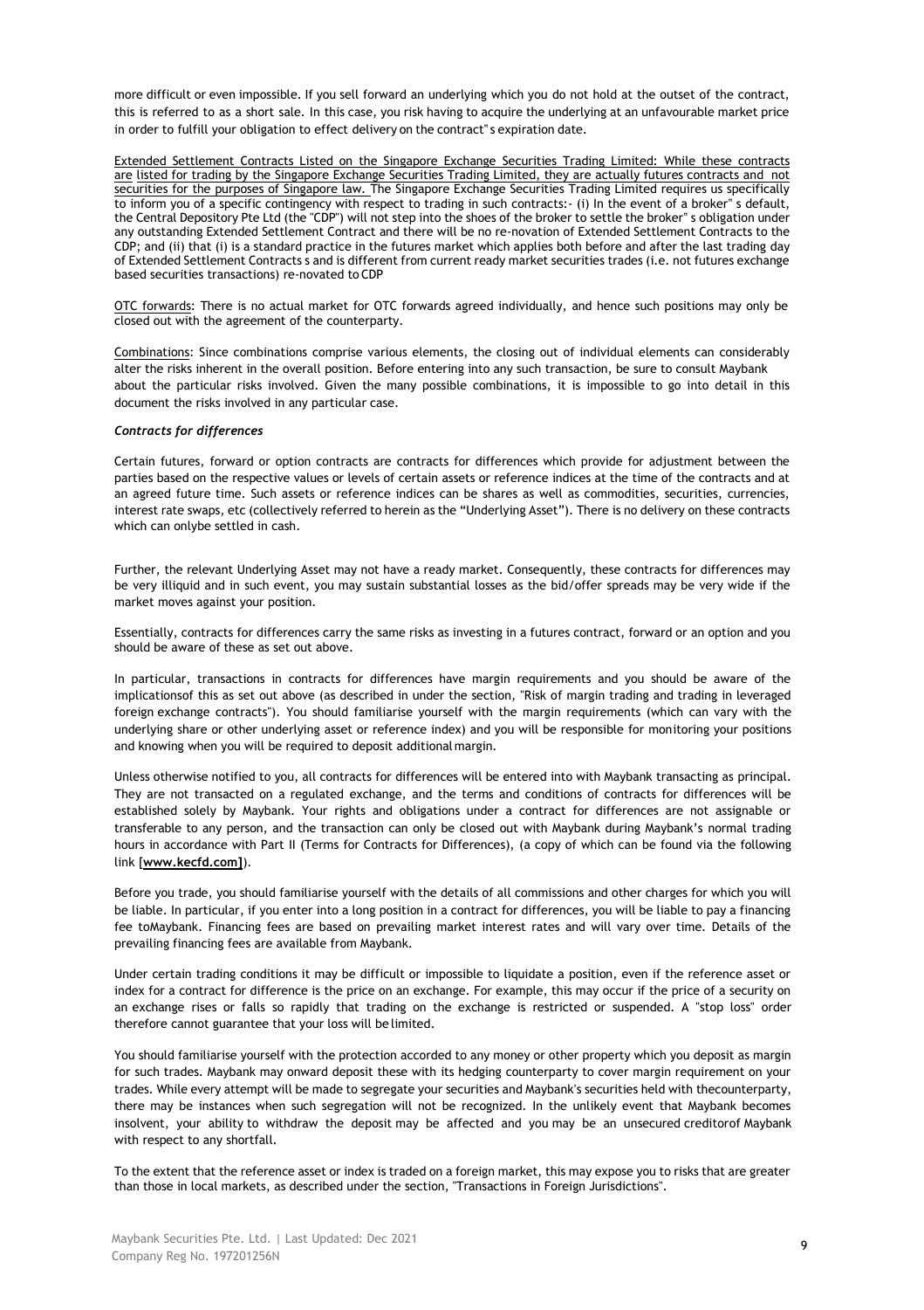more difficult or even impossible. If you sell forward an underlying which you do not hold at the outset of the contract, this is referred to as a short sale. In this case, you risk having to acquire the underlying at an unfavourable market price in order to fulfill your obligation to effect delivery on the contract" s expiration date.

Extended Settlement Contracts Listed on the Singapore Exchange Securities Trading Limited: While these contracts are listed for trading by the Singapore Exchange Securities Trading Limited, they are actually futures contracts and not securities for the purposes of Singapore law. The Singapore Exchange Securities Trading Limited requires us specifically to inform you of a specific contingency with respect to trading in such contracts:- (i) In the event of a broker" s default, the Central Depository Pte Ltd (the "CDP") will not step into the shoes of the broker to settle the broker" s obligation under any outstanding Extended Settlement Contract and there will be no re-novation of Extended Settlement Contracts to the CDP; and (ii) that (i) is a standard practice in the futures market which applies both before and after the last trading day of Extended Settlement Contracts s and is different from current ready market securities trades (i.e. not futures exchange based securities transactions) re-novated to CDP

OTC forwards: There is no actual market for OTC forwards agreed individually, and hence such positions may only be closed out with the agreement of the counterparty.

Combinations: Since combinations comprise various elements, the closing out of individual elements can considerably alter the risks inherent in the overall position. Before entering into any such transaction, be sure to consult Maybank about the particular risks involved. Given the many possible combinations, it is impossible to go into detail in this document the risks involved in any particular case.

***Contracts for differences***

Certain futures, forward or option contracts are contracts for differences which provide for adjustment between the parties based on the respective values or levels of certain assets or reference indices at the time of the contracts and at an agreed future time. Such assets or reference indices can be shares as well as commodities, securities, currencies, interest rate swaps, etc (collectively referred to herein as the "Underlying Asset"). There is no delivery on these contracts which can onlybe settled in cash.

Further, the relevant Underlying Asset may not have a ready market. Consequently, these contracts for differences may be very illiquid and in such event, you may sustain substantial losses as the bid/offer spreads may be very wide if the market moves against your position.

Essentially, contracts for differences carry the same risks as investing in a futures contract, forward or an option and you should be aware of these as set out above.

In particular, transactions in contracts for differences have margin requirements and you should be aware of the implicationsof this as set out above (as described in under the section, "Risk of margin trading and trading in leveraged foreign exchange contracts"). You should familiarise yourself with the margin requirements (which can vary with the underlying share or other underlying asset or reference index) and you will be responsible for monitoring your positions and knowing when you will be required to deposit additional margin.

Unless otherwise notified to you, all contracts for differences will be entered into with Maybank transacting as principal. They are not transacted on a regulated exchange, and the terms and conditions of contracts for differences will be established solely by Maybank. Your rights and obligations under a contract for differences are not assignable or transferable to any person, and the transaction can only be closed out with Maybank during Maybank's normal trading hours in accordance with Part II (Terms for Contracts for Differences), (a copy of which can be found via the following link [**www.kecfd.com]**).

Before you trade, you should familiarise yourself with the details of all commissions and other charges for which you will be liable. In particular, if you enter into a long position in a contract for differences, you will be liable to pay a financing fee toMaybank. Financing fees are based on prevailing market interest rates and will vary over time. Details of the prevailing financing fees are available from Maybank.

Under certain trading conditions it may be difficult or impossible to liquidate a position, even if the reference asset or index for a contract for difference is the price on an exchange. For example, this may occur if the price of a security on an exchange rises or falls so rapidly that trading on the exchange is restricted or suspended. A "stop loss" order therefore cannot guarantee that your loss will be limited.

You should familiarise yourself with the protection accorded to any money or other property which you deposit as margin for such trades. Maybank may onward deposit these with its hedging counterparty to cover margin requirement on your trades. While every attempt will be made to segregate your securities and Maybank's securities held with thecounterparty, there may be instances when such segregation will not be recognized. In the unlikely event that Maybank becomes insolvent, your ability to withdraw the deposit may be affected and you may be an unsecured creditorof Maybank with respect to any shortfall.

To the extent that the reference asset or index is traded on a foreign market, this may expose you to risks that are greater than those in local markets, as described under the section, "Transactions in Foreign Jurisdictions".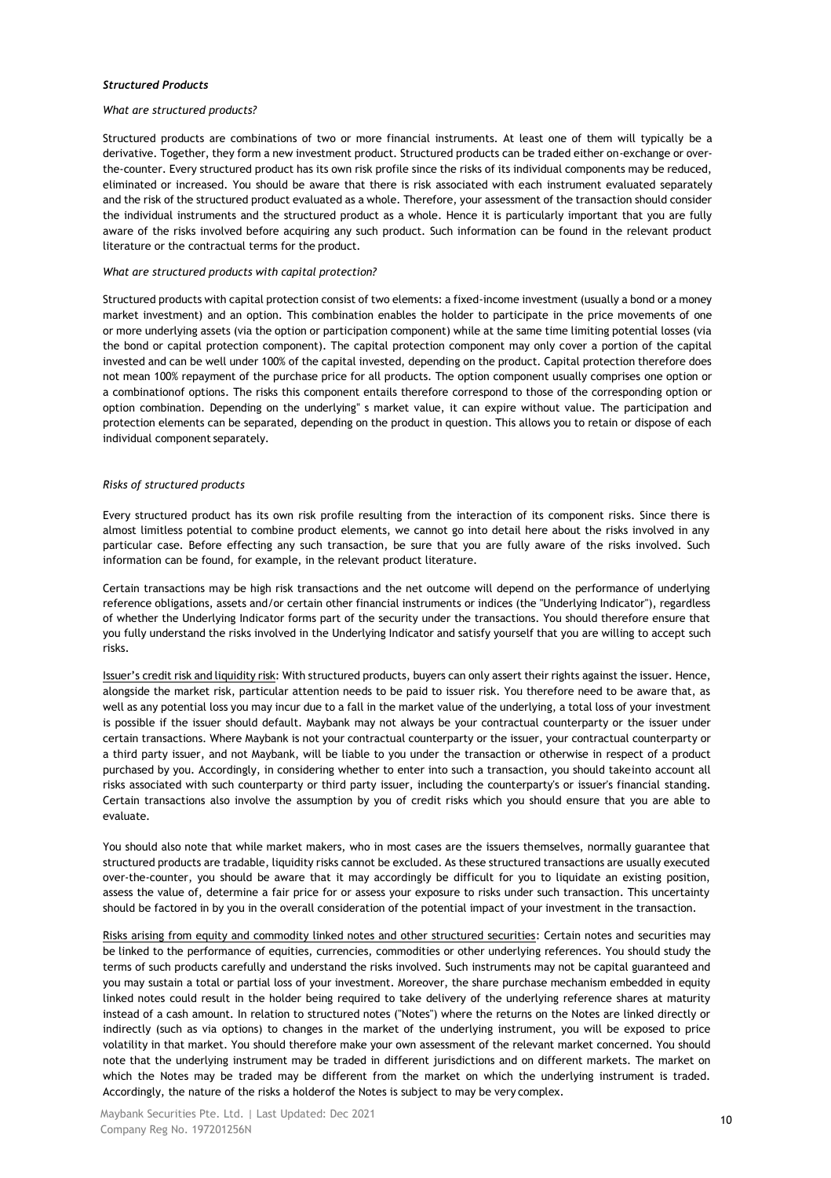***Structured Products***

*What are structured products?*

Structured products are combinations of two or more financial instruments. At least one of them will typically be a derivative. Together, they form a new investment product. Structured products can be traded either on-exchange or over-the-counter. Every structured product has its own risk profile since the risks of its individual components may be reduced, eliminated or increased. You should be aware that there is risk associated with each instrument evaluated separately and the risk of the structured product evaluated as a whole. Therefore, your assessment of the transaction should consider the individual instruments and the structured product as a whole. Hence it is particularly important that you are fully aware of the risks involved before acquiring any such product. Such information can be found in the relevant product literature or the contractual terms for the product.

*What are structured products with capital protection?*

Structured products with capital protection consist of two elements: a fixed-income investment (usually a bond or a money market investment) and an option. This combination enables the holder to participate in the price movements of one or more underlying assets (via the option or participation component) while at the same time limiting potential losses (via the bond or capital protection component). The capital protection component may only cover a portion of the capital invested and can be well under 100% of the capital invested, depending on the product. Capital protection therefore does not mean 100% repayment of the purchase price for all products. The option component usually comprises one option or a combinationof options. The risks this component entails therefore correspond to those of the corresponding option or option combination. Depending on the underlying" s market value, it can expire without value. The participation and protection elements can be separated, depending on the product in question. This allows you to retain or dispose of each individual component separately.

*Risks of structured products*

Every structured product has its own risk profile resulting from the interaction of its component risks. Since there is almost limitless potential to combine product elements, we cannot go into detail here about the risks involved in any particular case. Before effecting any such transaction, be sure that you are fully aware of the risks involved. Such information can be found, for example, in the relevant product literature.

Certain transactions may be high risk transactions and the net outcome will depend on the performance of underlying reference obligations, assets and/or certain other financial instruments or indices (the "Underlying Indicator"), regardless of whether the Underlying Indicator forms part of the security under the transactions. You should therefore ensure that you fully understand the risks involved in the Underlying Indicator and satisfy yourself that you are willing to accept such risks.

Issuer's credit risk and liquidity risk: With structured products, buyers can only assert their rights against the issuer. Hence, alongside the market risk, particular attention needs to be paid to issuer risk. You therefore need to be aware that, as well as any potential loss you may incur due to a fall in the market value of the underlying, a total loss of your investment is possible if the issuer should default. Maybank may not always be your contractual counterparty or the issuer under certain transactions. Where Maybank is not your contractual counterparty or the issuer, your contractual counterparty or a third party issuer, and not Maybank, will be liable to you under the transaction or otherwise in respect of a product purchased by you. Accordingly, in considering whether to enter into such a transaction, you should takeinto account all risks associated with such counterparty or third party issuer, including the counterparty's or issuer's financial standing. Certain transactions also involve the assumption by you of credit risks which you should ensure that you are able to evaluate.

You should also note that while market makers, who in most cases are the issuers themselves, normally guarantee that structured products are tradable, liquidity risks cannot be excluded. As these structured transactions are usually executed over-the-counter, you should be aware that it may accordingly be difficult for you to liquidate an existing position, assess the value of, determine a fair price for or assess your exposure to risks under such transaction. This uncertainty should be factored in by you in the overall consideration of the potential impact of your investment in the transaction.

Risks arising from equity and commodity linked notes and other structured securities: Certain notes and securities may be linked to the performance of equities, currencies, commodities or other underlying references. You should study the terms of such products carefully and understand the risks involved. Such instruments may not be capital guaranteed and you may sustain a total or partial loss of your investment. Moreover, the share purchase mechanism embedded in equity linked notes could result in the holder being required to take delivery of the underlying reference shares at maturity instead of a cash amount. In relation to structured notes ("Notes") where the returns on the Notes are linked directly or indirectly (such as via options) to changes in the market of the underlying instrument, you will be exposed to price volatility in that market. You should therefore make your own assessment of the relevant market concerned. You should note that the underlying instrument may be traded in different jurisdictions and on different markets. The market on which the Notes may be traded may be different from the market on which the underlying instrument is traded. Accordingly, the nature of the risks a holderof the Notes is subject to may be very complex.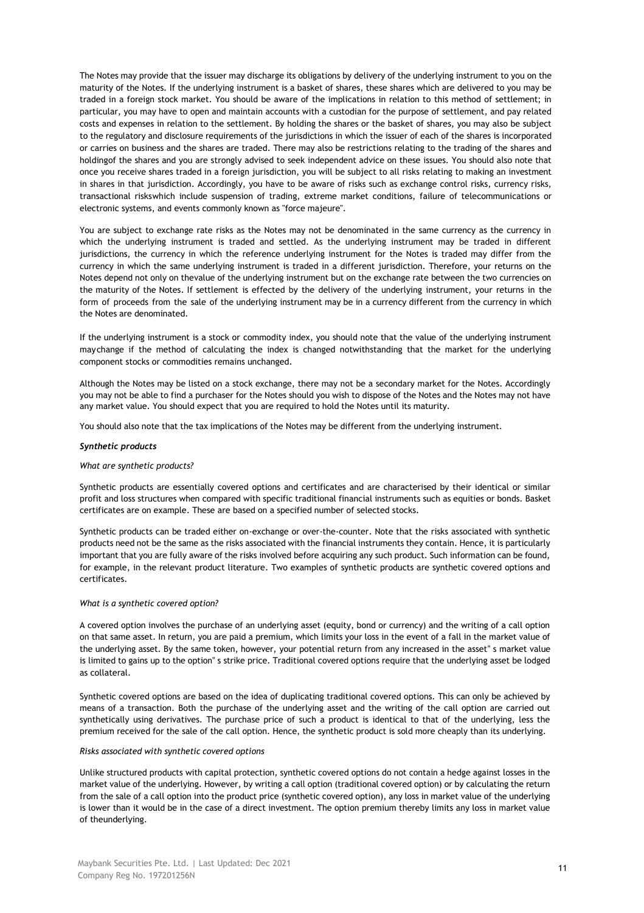The Notes may provide that the issuer may discharge its obligations by delivery of the underlying instrument to you on the maturity of the Notes. If the underlying instrument is a basket of shares, these shares which are delivered to you may be traded in a foreign stock market. You should be aware of the implications in relation to this method of settlement; in particular, you may have to open and maintain accounts with a custodian for the purpose of settlement, and pay related costs and expenses in relation to the settlement. By holding the shares or the basket of shares, you may also be subject to the regulatory and disclosure requirements of the jurisdictions in which the issuer of each of the shares is incorporated or carries on business and the shares are traded. There may also be restrictions relating to the trading of the shares and holdingof the shares and you are strongly advised to seek independent advice on these issues. You should also note that once you receive shares traded in a foreign jurisdiction, you will be subject to all risks relating to making an investment in shares in that jurisdiction. Accordingly, you have to be aware of risks such as exchange control risks, currency risks, transactional riskswhich include suspension of trading, extreme market conditions, failure of telecommunications or electronic systems, and events commonly known as "force majeure".

You are subject to exchange rate risks as the Notes may not be denominated in the same currency as the currency in which the underlying instrument is traded and settled. As the underlying instrument may be traded in different jurisdictions, the currency in which the reference underlying instrument for the Notes is traded may differ from the currency in which the same underlying instrument is traded in a different jurisdiction. Therefore, your returns on the Notes depend not only on thevalue of the underlying instrument but on the exchange rate between the two currencies on the maturity of the Notes. If settlement is effected by the delivery of the underlying instrument, your returns in the form of proceeds from the sale of the underlying instrument may be in a currency different from the currency in which the Notes are denominated.

If the underlying instrument is a stock or commodity index, you should note that the value of the underlying instrument maychange if the method of calculating the index is changed notwithstanding that the market for the underlying component stocks or commodities remains unchanged.

Although the Notes may be listed on a stock exchange, there may not be a secondary market for the Notes. Accordingly you may not be able to find a purchaser for the Notes should you wish to dispose of the Notes and the Notes may not have any market value. You should expect that you are required to hold the Notes until its maturity.

You should also note that the tax implications of the Notes may be different from the underlying instrument.

***Synthetic products***

*What are synthetic products?*

Synthetic products are essentially covered options and certificates and are characterised by their identical or similar profit and loss structures when compared with specific traditional financial instruments such as equities or bonds. Basket certificates are on example. These are based on a specified number of selected stocks.

Synthetic products can be traded either on-exchange or over-the-counter. Note that the risks associated with synthetic products need not be the same as the risks associated with the financial instruments they contain. Hence, it is particularly important that you are fully aware of the risks involved before acquiring any such product. Such information can be found, for example, in the relevant product literature. Two examples of synthetic products are synthetic covered options and certificates.

*What is a synthetic covered option?*

A covered option involves the purchase of an underlying asset (equity, bond or currency) and the writing of a call option on that same asset. In return, you are paid a premium, which limits your loss in the event of a fall in the market value of the underlying asset. By the same token, however, your potential return from any increased in the asset" s market value is limited to gains up to the option" s strike price. Traditional covered options require that the underlying asset be lodged as collateral.

Synthetic covered options are based on the idea of duplicating traditional covered options. This can only be achieved by means of a transaction. Both the purchase of the underlying asset and the writing of the call option are carried out synthetically using derivatives. The purchase price of such a product is identical to that of the underlying, less the premium received for the sale of the call option. Hence, the synthetic product is sold more cheaply than its underlying.

*Risks associated with synthetic covered options*

Unlike structured products with capital protection, synthetic covered options do not contain a hedge against losses in the market value of the underlying. However, by writing a call option (traditional covered option) or by calculating the return from the sale of a call option into the product price (synthetic covered option), any loss in market value of the underlying is lower than it would be in the case of a direct investment. The option premium thereby limits any loss in market value of theunderlying.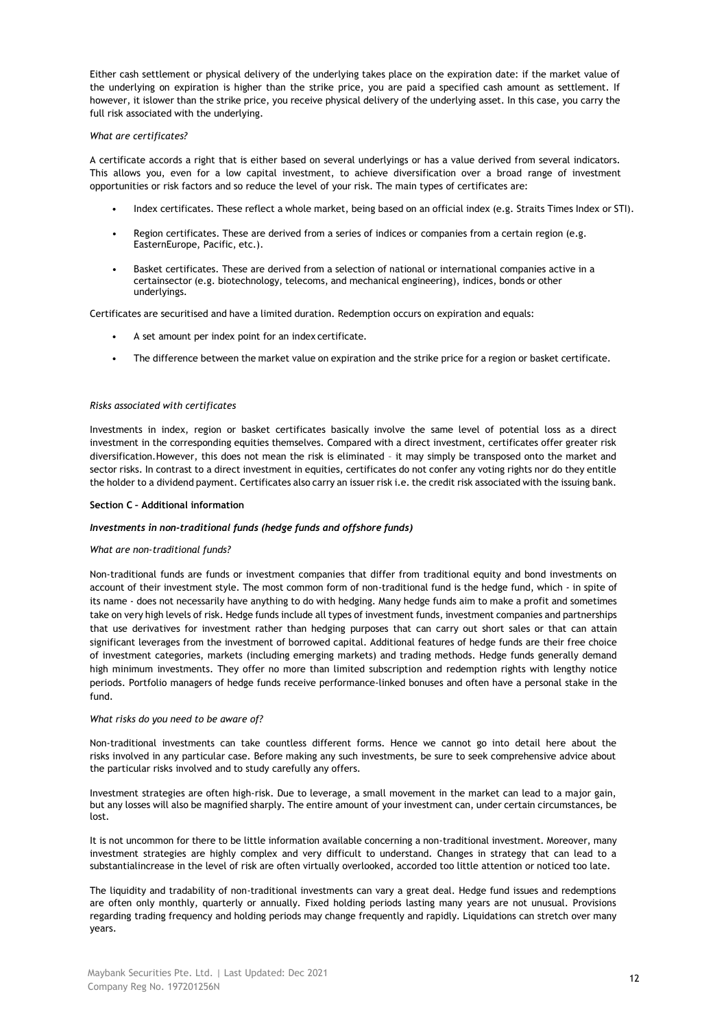Either cash settlement or physical delivery of the underlying takes place on the expiration date: if the market value of the underlying on expiration is higher than the strike price, you are paid a specified cash amount as settlement. If however, it islower than the strike price, you receive physical delivery of the underlying asset. In this case, you carry the full risk associated with the underlying.

*What are certificates?*

A certificate accords a right that is either based on several underlyings or has a value derived from several indicators. This allows you, even for a low capital investment, to achieve diversification over a broad range of investment opportunities or risk factors and so reduce the level of your risk. The main types of certificates are:

- Index certificates. These reflect a whole market, being based on an official index (e.g. Straits Times Index or STI).
- Region certificates. These are derived from a series of indices or companies from a certain region (e.g. EasternEurope, Pacific, etc.).
- Basket certificates. These are derived from a selection of national or international companies active in a certainsector (e.g. biotechnology, telecoms, and mechanical engineering), indices, bonds or other underlyings.

Certificates are securitised and have a limited duration. Redemption occurs on expiration and equals:

- A set amount per index point for an index certificate.
- The difference between the market value on expiration and the strike price for a region or basket certificate.

*Risks associated with certificates*

Investments in index, region or basket certificates basically involve the same level of potential loss as a direct investment in the corresponding equities themselves. Compared with a direct investment, certificates offer greater risk diversification.However, this does not mean the risk is eliminated – it may simply be transposed onto the market and sector risks. In contrast to a direct investment in equities, certificates do not confer any voting rights nor do they entitle the holder to a dividend payment. Certificates also carry an issuer risk i.e. the credit risk associated with the issuing bank.

**Section C – Additional information**

***Investments in non-traditional funds (hedge funds and offshore funds)***

*What are non-traditional funds?*

Non-traditional funds are funds or investment companies that differ from traditional equity and bond investments on account of their investment style. The most common form of non-traditional fund is the hedge fund, which - in spite of its name - does not necessarily have anything to do with hedging. Many hedge funds aim to make a profit and sometimes take on very high levels of risk. Hedge funds include all types of investment funds, investment companies and partnerships that use derivatives for investment rather than hedging purposes that can carry out short sales or that can attain significant leverages from the investment of borrowed capital. Additional features of hedge funds are their free choice of investment categories, markets (including emerging markets) and trading methods. Hedge funds generally demand high minimum investments. They offer no more than limited subscription and redemption rights with lengthy notice periods. Portfolio managers of hedge funds receive performance-linked bonuses and often have a personal stake in the fund.

*What risks do you need to be aware of?*

Non-traditional investments can take countless different forms. Hence we cannot go into detail here about the risks involved in any particular case. Before making any such investments, be sure to seek comprehensive advice about the particular risks involved and to study carefully any offers.

Investment strategies are often high-risk. Due to leverage, a small movement in the market can lead to a major gain, but any losses will also be magnified sharply. The entire amount of your investment can, under certain circumstances, be lost.

It is not uncommon for there to be little information available concerning a non-traditional investment. Moreover, many investment strategies are highly complex and very difficult to understand. Changes in strategy that can lead to a substantialincrease in the level of risk are often virtually overlooked, accorded too little attention or noticed too late.

The liquidity and tradability of non-traditional investments can vary a great deal. Hedge fund issues and redemptions are often only monthly, quarterly or annually. Fixed holding periods lasting many years are not unusual. Provisions regarding trading frequency and holding periods may change frequently and rapidly. Liquidations can stretch over many years.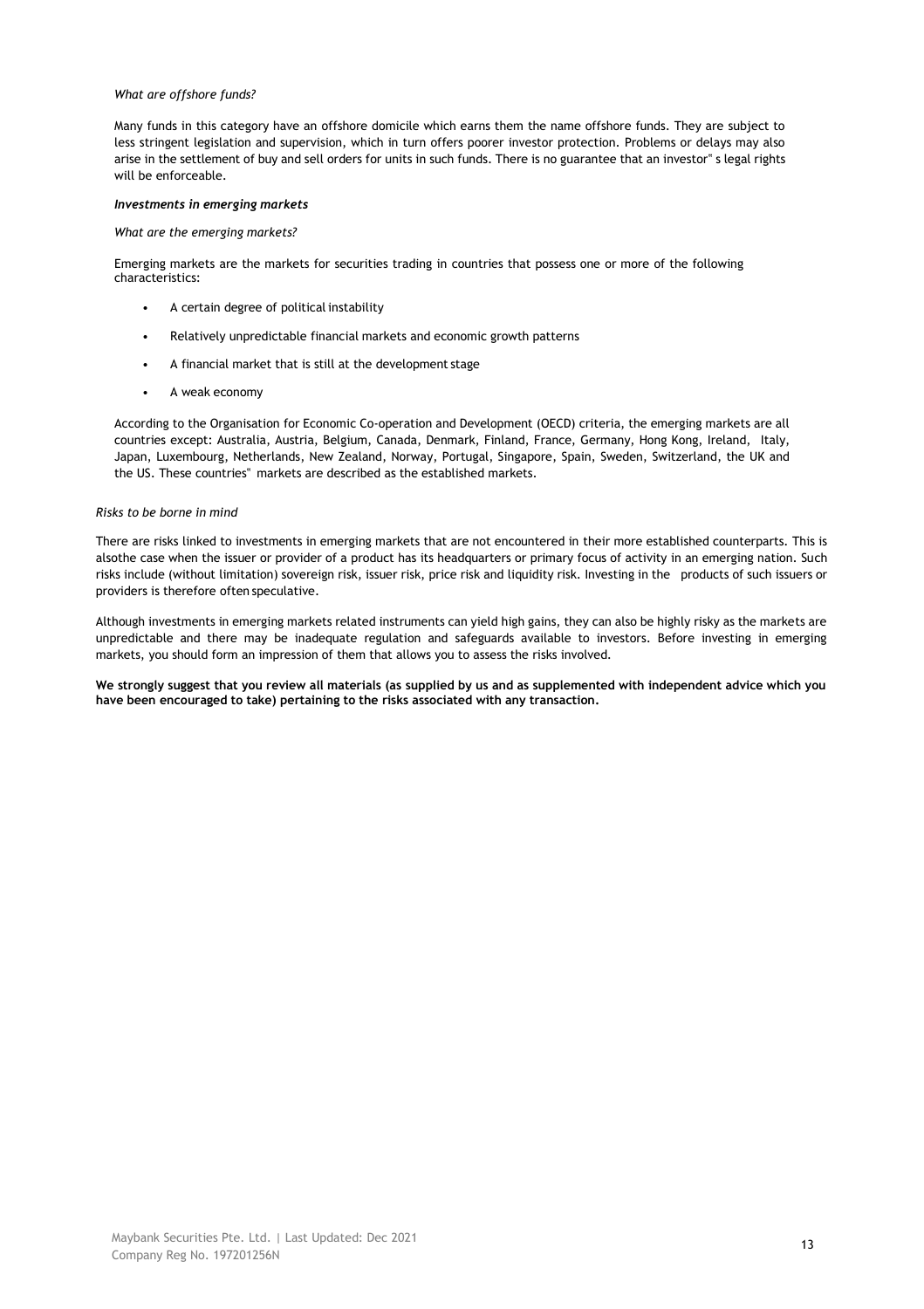*What are offshore funds?*

Many funds in this category have an offshore domicile which earns them the name offshore funds. They are subject to less stringent legislation and supervision, which in turn offers poorer investor protection. Problems or delays may also arise in the settlement of buy and sell orders for units in such funds. There is no guarantee that an investor" s legal rights will be enforceable.

***Investments in emerging markets***

*What are the emerging markets?*

Emerging markets are the markets for securities trading in countries that possess one or more of the following characteristics:

- A certain degree of political instability
- Relatively unpredictable financial markets and economic growth patterns
- A financial market that is still at the development stage
- A weak economy

According to the Organisation for Economic Co-operation and Development (OECD) criteria, the emerging markets are all countries except: Australia, Austria, Belgium, Canada, Denmark, Finland, France, Germany, Hong Kong, Ireland, Italy, Japan, Luxembourg, Netherlands, New Zealand, Norway, Portugal, Singapore, Spain, Sweden, Switzerland, the UK and the US. These countries" markets are described as the established markets.

*Risks to be borne in mind*

There are risks linked to investments in emerging markets that are not encountered in their more established counterparts. This is alsothe case when the issuer or provider of a product has its headquarters or primary focus of activity in an emerging nation. Such risks include (without limitation) sovereign risk, issuer risk, price risk and liquidity risk. Investing in the products of such issuers or providers is therefore often speculative.

Although investments in emerging markets related instruments can yield high gains, they can also be highly risky as the markets are unpredictable and there may be inadequate regulation and safeguards available to investors. Before investing in emerging markets, you should form an impression of them that allows you to assess the risks involved.

**We strongly suggest that you review all materials (as supplied by us and as supplemented with independent advice which you have been encouraged to take) pertaining to the risks associated with any transaction.**